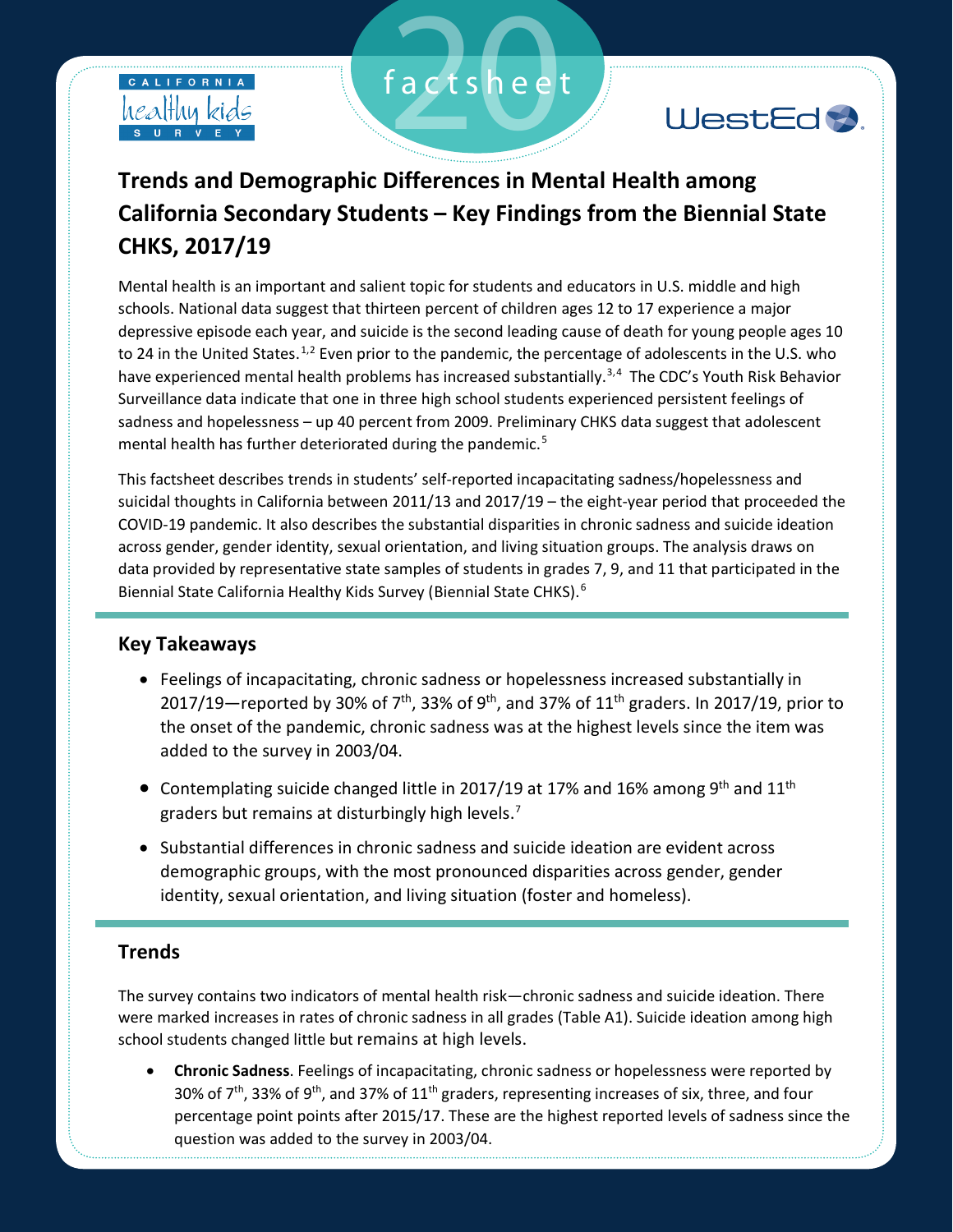# Trends and Demographic Differences in Mental Health among California Secondary Students – Key Findings from the Biennial State CHKS, 2017/19

Mental health is an important and salient topic for students and educators in U.S. middle and high schools. National data suggest that thirteen percent of children ages 12 to 17 experience a major depressive episode each year, and suicide is the second leading cause of death for young people ages 10 to 24 in the United States.[1,2] Even prior to the pandemic, the percentage of adolescents in the U.S. who have experienced mental health problems has increased substantially.[3,4] The CDC's Youth Risk Behavior Surveillance data indicate that one in three high school students experienced persistent feelings of sadness and hopelessness – up 40 percent from 2009. Preliminary CHKS data suggest that adolescent mental health has further deteriorated during the pandemic.[5]

This factsheet describes trends in students' self-reported incapacitating sadness/hopelessness and suicidal thoughts in California between 2011/13 and 2017/19 – the eight-year period that proceeded the COVID-19 pandemic. It also describes the substantial disparities in chronic sadness and suicide ideation across gender, gender identity, sexual orientation, and living situation groups. The analysis draws on data provided by representative state samples of students in grades 7, 9, and 11 that participated in the Biennial State California Healthy Kids Survey (Biennial State CHKS).[6]

## Key Takeaways

- Feelings of incapacitating, chronic sadness or hopelessness increased substantially in 2017/19—reported by 30% of 7th, 33% of 9th, and 37% of 11th graders. In 2017/19, prior to the onset of the pandemic, chronic sadness was at the highest levels since the item was added to the survey in 2003/04.
- Contemplating suicide changed little in 2017/19 at 17% and 16% among 9th and 11th graders but remains at disturbingly high levels.[7]
- Substantial differences in chronic sadness and suicide ideation are evident across demographic groups, with the most pronounced disparities across gender, gender identity, sexual orientation, and living situation (foster and homeless).

## Trends

The survey contains two indicators of mental health risk—chronic sadness and suicide ideation. There were marked increases in rates of chronic sadness in all grades (Table A1). Suicide ideation among high school students changed little but remains at high levels.

- **Chronic Sadness**. Feelings of incapacitating, chronic sadness or hopelessness were reported by 30% of 7th, 33% of 9th, and 37% of 11th graders, representing increases of six, three, and four percentage point points after 2015/17. These are the highest reported levels of sadness since the question was added to the survey in 2003/04.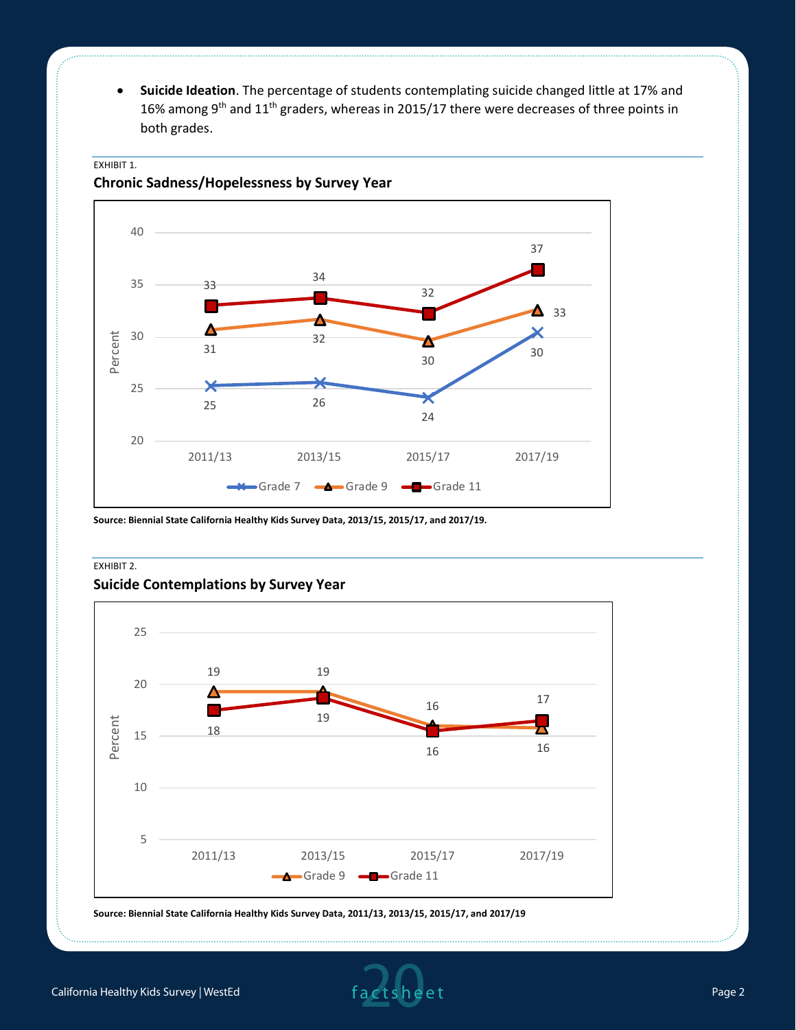- **Suicide Ideation**. The percentage of students contemplating suicide changed little at 17% and 16% among 9th and 11th graders, whereas in 2015/17 there were decreases of three points in both grades.

EXHIBIT 1.

### Chronic Sadness/Hopelessness by Survey Year

| Survey Year | Grade 7 | Grade 9 | Grade 11 |
|---|---|---|---|
| 2011/13 | 25 | 31 | 33 |
| 2013/15 | 26 | 32 | 34 |
| 2015/17 | 24 | 30 | 32 |
| 2017/19 | 30 | 33 | 37 |

**Source: Biennial State California Healthy Kids Survey Data, 2013/15, 2015/17, and 2017/19.**

EXHIBIT 2.

### Suicide Contemplations by Survey Year

| Survey Year | Grade 9 | Grade 11 |
|---|---|---|
| 2011/13 | 19 | 18 |
| 2013/15 | 19 | 19 |
| 2015/17 | 16 | 16 |
| 2017/19 | 16 | 17 |

**Source: Biennial State California Healthy Kids Survey Data, 2011/13, 2013/15, 2015/17, and 2017/19**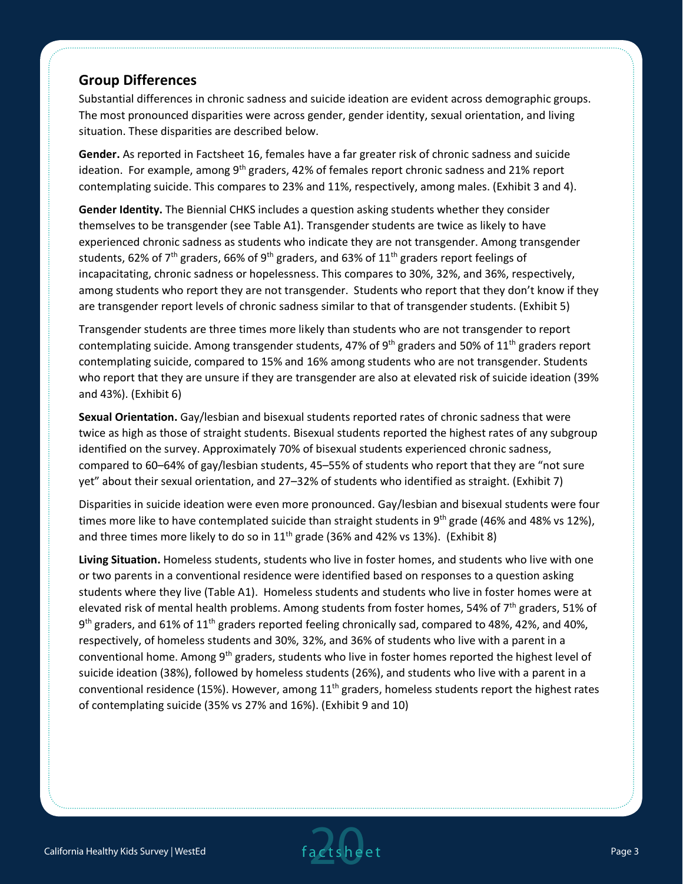## Group Differences

Substantial differences in chronic sadness and suicide ideation are evident across demographic groups. The most pronounced disparities were across gender, gender identity, sexual orientation, and living situation. These disparities are described below.

**Gender.** As reported in Factsheet 16, females have a far greater risk of chronic sadness and suicide ideation. For example, among 9th graders, 42% of females report chronic sadness and 21% report contemplating suicide. This compares to 23% and 11%, respectively, among males. (Exhibit 3 and 4).

**Gender Identity.** The Biennial CHKS includes a question asking students whether they consider themselves to be transgender (see Table A1). Transgender students are twice as likely to have experienced chronic sadness as students who indicate they are not transgender. Among transgender students, 62% of 7th graders, 66% of 9th graders, and 63% of 11th graders report feelings of incapacitating, chronic sadness or hopelessness. This compares to 30%, 32%, and 36%, respectively, among students who report they are not transgender. Students who report that they don't know if they are transgender report levels of chronic sadness similar to that of transgender students. (Exhibit 5)

Transgender students are three times more likely than students who are not transgender to report contemplating suicide. Among transgender students, 47% of 9th graders and 50% of 11th graders report contemplating suicide, compared to 15% and 16% among students who are not transgender. Students who report that they are unsure if they are transgender are also at elevated risk of suicide ideation (39% and 43%). (Exhibit 6)

**Sexual Orientation.** Gay/lesbian and bisexual students reported rates of chronic sadness that were twice as high as those of straight students. Bisexual students reported the highest rates of any subgroup identified on the survey. Approximately 70% of bisexual students experienced chronic sadness, compared to 60–64% of gay/lesbian students, 45–55% of students who report that they are "not sure yet" about their sexual orientation, and 27–32% of students who identified as straight. (Exhibit 7)

Disparities in suicide ideation were even more pronounced. Gay/lesbian and bisexual students were four times more like to have contemplated suicide than straight students in 9th grade (46% and 48% vs 12%), and three times more likely to do so in 11th grade (36% and 42% vs 13%). (Exhibit 8)

**Living Situation.** Homeless students, students who live in foster homes, and students who live with one or two parents in a conventional residence were identified based on responses to a question asking students where they live (Table A1). Homeless students and students who live in foster homes were at elevated risk of mental health problems. Among students from foster homes, 54% of 7th graders, 51% of 9th graders, and 61% of 11th graders reported feeling chronically sad, compared to 48%, 42%, and 40%, respectively, of homeless students and 30%, 32%, and 36% of students who live with a parent in a conventional home. Among 9th graders, students who live in foster homes reported the highest level of suicide ideation (38%), followed by homeless students (26%), and students who live with a parent in a conventional residence (15%). However, among 11th graders, homeless students report the highest rates of contemplating suicide (35% vs 27% and 16%). (Exhibit 9 and 10)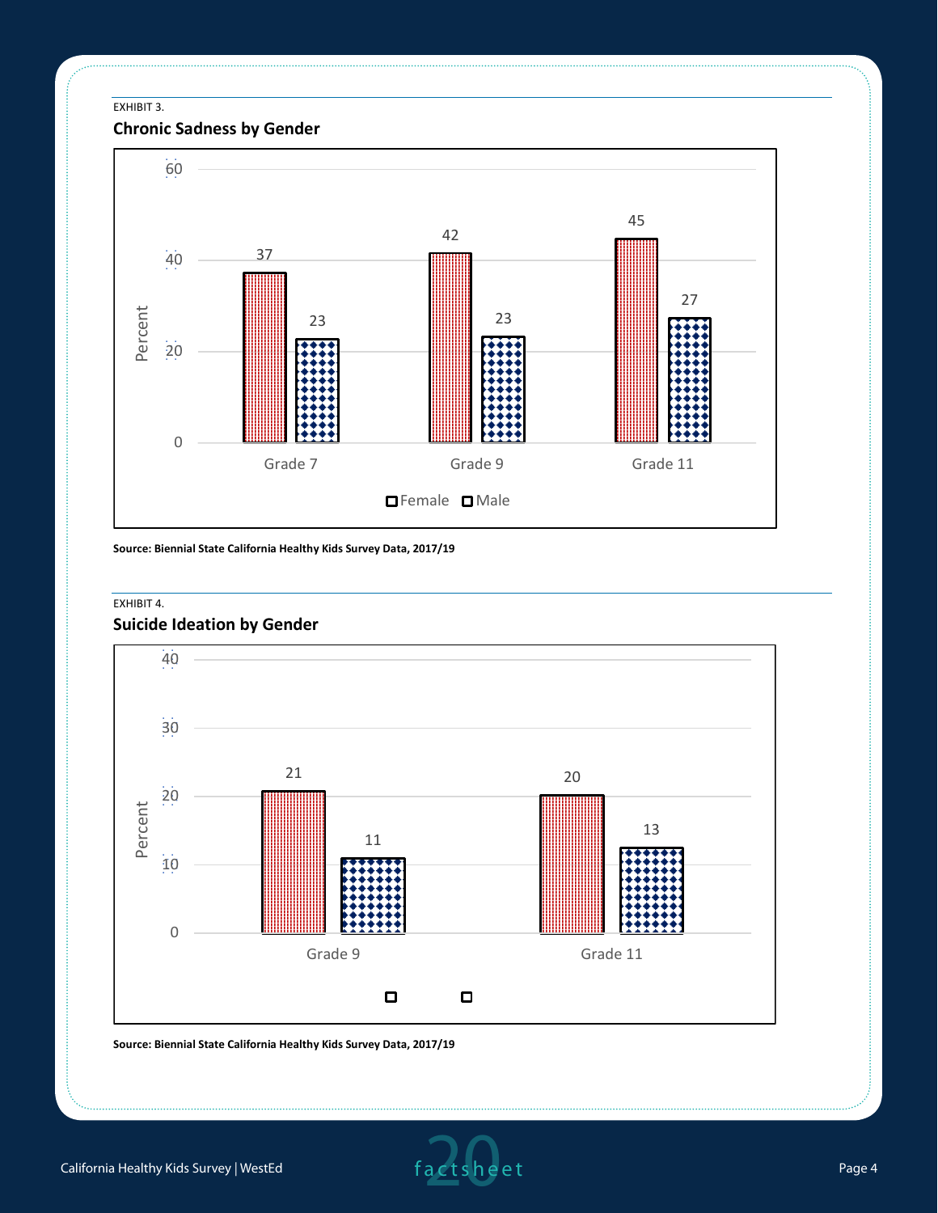EXHIBIT 3.

**Chronic Sadness by Gender**

| | Female | Male |
|---|---|---|
| Grade 7 | 37 | 23 |
| Grade 9 | 42 | 23 |
| Grade 11 | 45 | 27 |

**Source: Biennial State California Healthy Kids Survey Data, 2017/19**

EXHIBIT 4.

**Suicide Ideation by Gender**

| | Female | Male |
|---|---|---|
| Grade 9 | 21 | 11 |
| Grade 11 | 20 | 13 |

**Source: Biennial State California Healthy Kids Survey Data, 2017/19**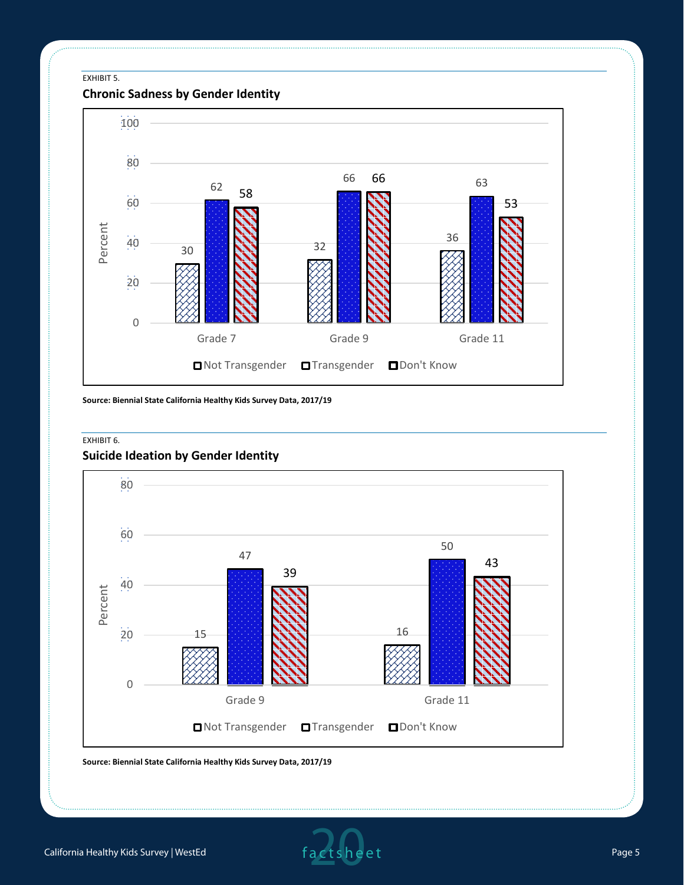EXHIBIT 5.

**Chronic Sadness by Gender Identity**

| | Not Transgender | Transgender | Don't Know |
|---|---|---|---|
| Grade 7 | 30 | 62 | 58 |
| Grade 9 | 32 | 66 | 66 |
| Grade 11 | 36 | 63 | 53 |

**Source: Biennial State California Healthy Kids Survey Data, 2017/19**

EXHIBIT 6.

**Suicide Ideation by Gender Identity**

| | Not Transgender | Transgender | Don't Know |
|---|---|---|---|
| Grade 9 | 15 | 47 | 39 |
| Grade 11 | 16 | 50 | 43 |

**Source: Biennial State California Healthy Kids Survey Data, 2017/19**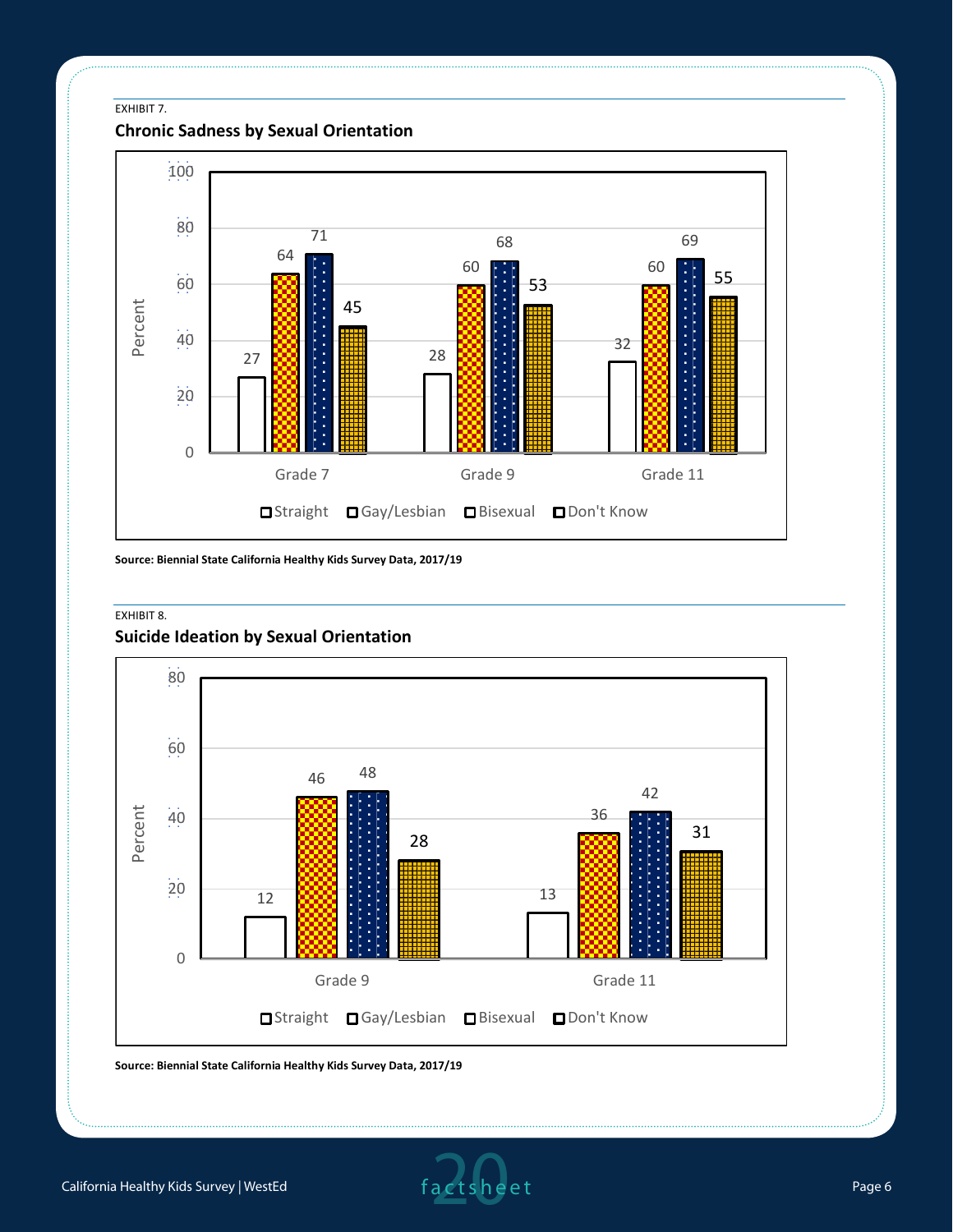EXHIBIT 7.

**Chronic Sadness by Sexual Orientation**

| Percent | Straight | Gay/Lesbian | Bisexual | Don't Know |
| --- | --- | --- | --- | --- |
| Grade 7 | 27 | 64 | 71 | 45 |
| Grade 9 | 28 | 60 | 68 | 53 |
| Grade 11 | 32 | 60 | 69 | 55 |

**Source: Biennial State California Healthy Kids Survey Data, 2017/19**

EXHIBIT 8.

**Suicide Ideation by Sexual Orientation**

| Percent | Straight | Gay/Lesbian | Bisexual | Don't Know |
| --- | --- | --- | --- | --- |
| Grade 9 | 12 | 46 | 48 | 28 |
| Grade 11 | 13 | 36 | 42 | 31 |

**Source: Biennial State California Healthy Kids Survey Data, 2017/19**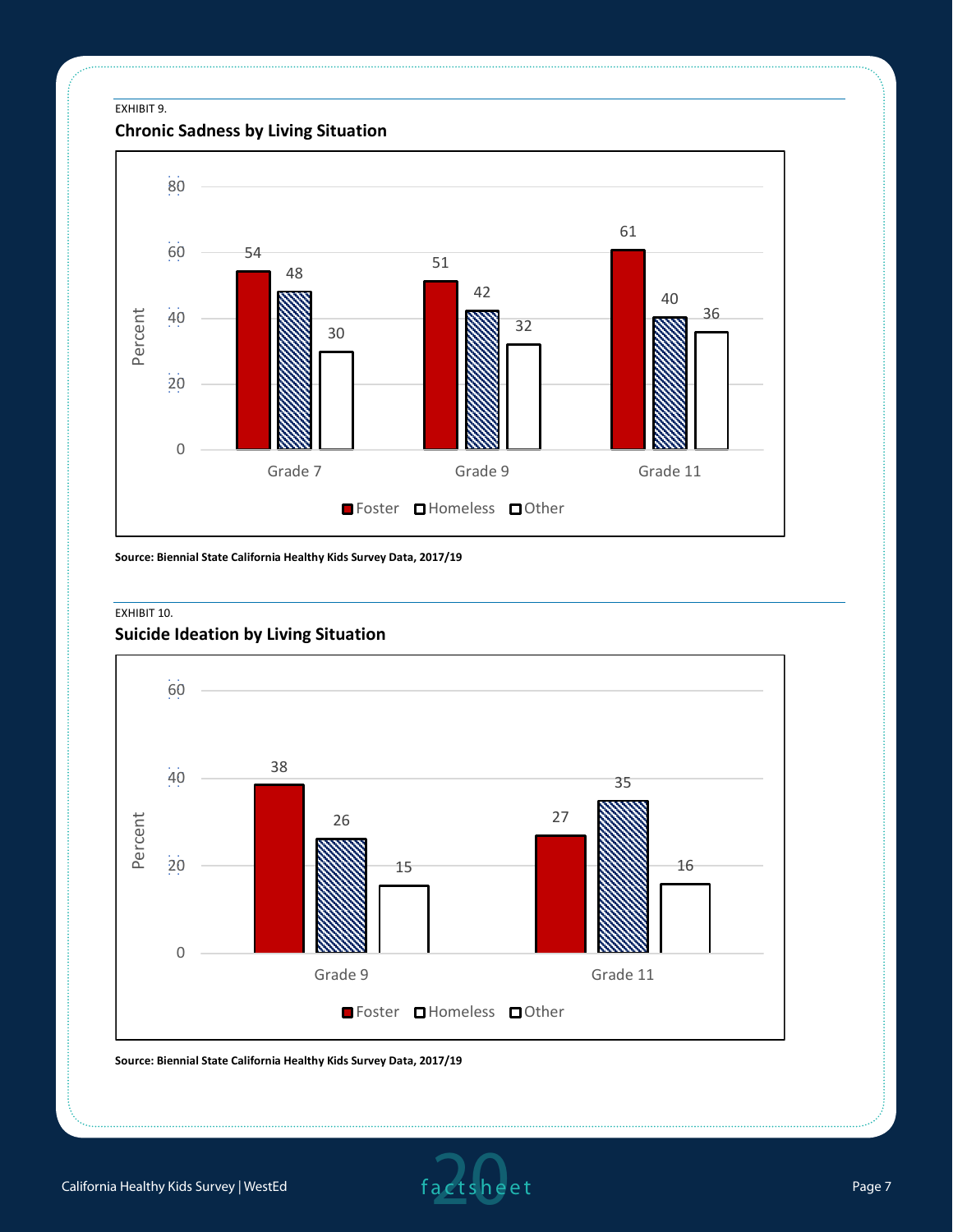EXHIBIT 9.

### Chronic Sadness by Living Situation

| Percent | Foster | Homeless | Other |
|---|---|---|---|
| Grade 7 | 54 | 48 | 30 |
| Grade 9 | 51 | 42 | 32 |
| Grade 11 | 61 | 40 | 36 |

**Source: Biennial State California Healthy Kids Survey Data, 2017/19**

EXHIBIT 10.

### Suicide Ideation by Living Situation

| Percent | Foster | Homeless | Other |
|---|---|---|---|
| Grade 9 | 38 | 26 | 15 |
| Grade 11 | 27 | 35 | 16 |

**Source: Biennial State California Healthy Kids Survey Data, 2017/19**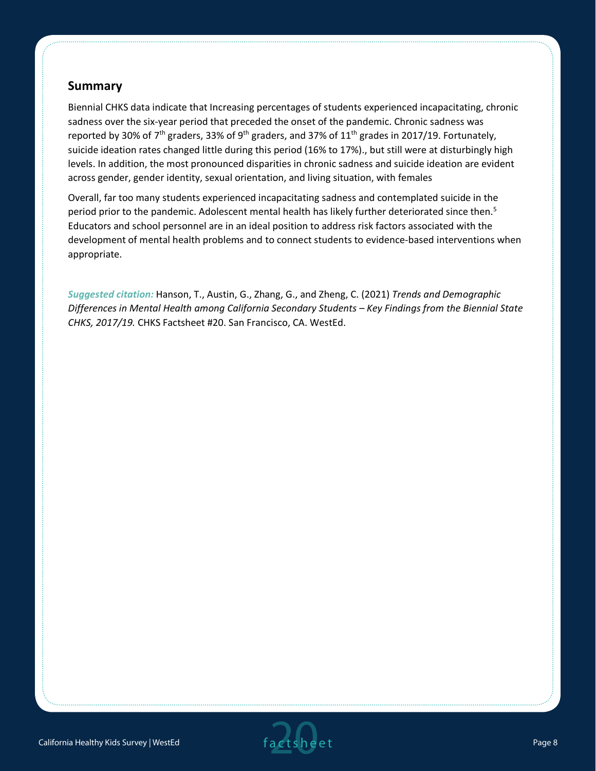## Summary

Biennial CHKS data indicate that Increasing percentages of students experienced incapacitating, chronic sadness over the six-year period that preceded the onset of the pandemic. Chronic sadness was reported by 30% of 7th graders, 33% of 9th graders, and 37% of 11th grades in 2017/19. Fortunately, suicide ideation rates changed little during this period (16% to 17%)., but still were at disturbingly high levels. In addition, the most pronounced disparities in chronic sadness and suicide ideation are evident across gender, gender identity, sexual orientation, and living situation, with females

Overall, far too many students experienced incapacitating sadness and contemplated suicide in the period prior to the pandemic. Adolescent mental health has likely further deteriorated since then.[5] Educators and school personnel are in an ideal position to address risk factors associated with the development of mental health problems and to connect students to evidence-based interventions when appropriate.

***Suggested citation:*** Hanson, T., Austin, G., Zhang, G., and Zheng, C. (2021) *Trends and Demographic Differences in Mental Health among California Secondary Students – Key Findings from the Biennial State CHKS, 2017/19.* CHKS Factsheet #20. San Francisco, CA. WestEd.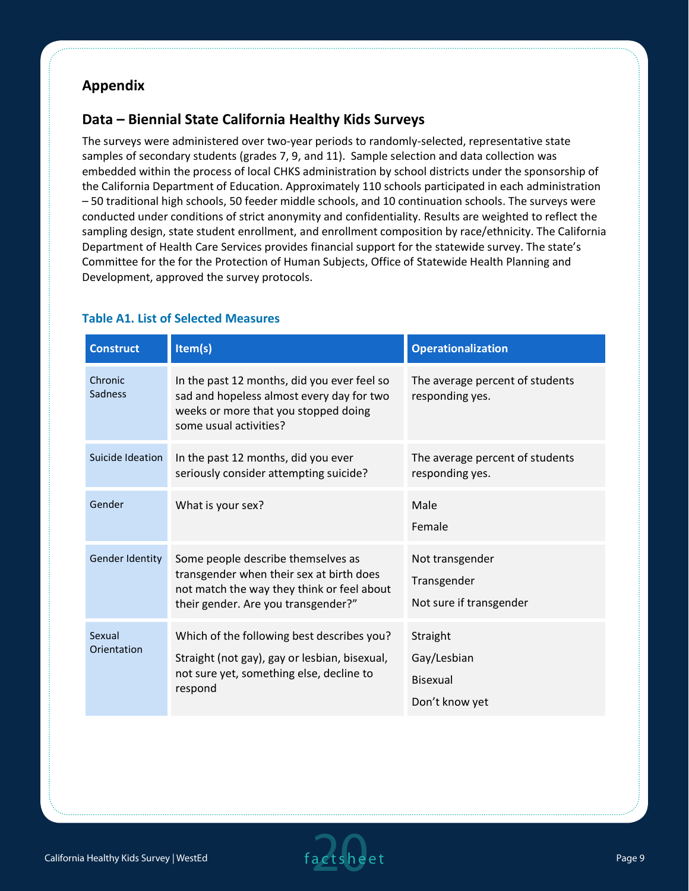## Appendix

### Data – Biennial State California Healthy Kids Surveys

The surveys were administered over two-year periods to randomly-selected, representative state samples of secondary students (grades 7, 9, and 11). Sample selection and data collection was embedded within the process of local CHKS administration by school districts under the sponsorship of the California Department of Education. Approximately 110 schools participated in each administration – 50 traditional high schools, 50 feeder middle schools, and 10 continuation schools. The surveys were conducted under conditions of strict anonymity and confidentiality. Results are weighted to reflect the sampling design, state student enrollment, and enrollment composition by race/ethnicity. The California Department of Health Care Services provides financial support for the statewide survey. The state's Committee for the for the Protection of Human Subjects, Office of Statewide Health Planning and Development, approved the survey protocols.

#### Table A1. List of Selected Measures

| Construct | Item(s) | Operationalization |
|---|---|---|
| Chronic Sadness | In the past 12 months, did you ever feel so sad and hopeless almost every day for two weeks or more that you stopped doing some usual activities? | The average percent of students responding yes. |
| Suicide Ideation | In the past 12 months, did you ever seriously consider attempting suicide? | The average percent of students responding yes. |
| Gender | What is your sex? | Male<br>Female |
| Gender Identity | Some people describe themselves as transgender when their sex at birth does not match the way they think or feel about their gender. Are you transgender?" | Not transgender<br>Transgender<br>Not sure if transgender |
| Sexual Orientation | Which of the following best describes you?<br>Straight (not gay), gay or lesbian, bisexual, not sure yet, something else, decline to respond | Straight<br>Gay/Lesbian<br>Bisexual<br>Don't know yet |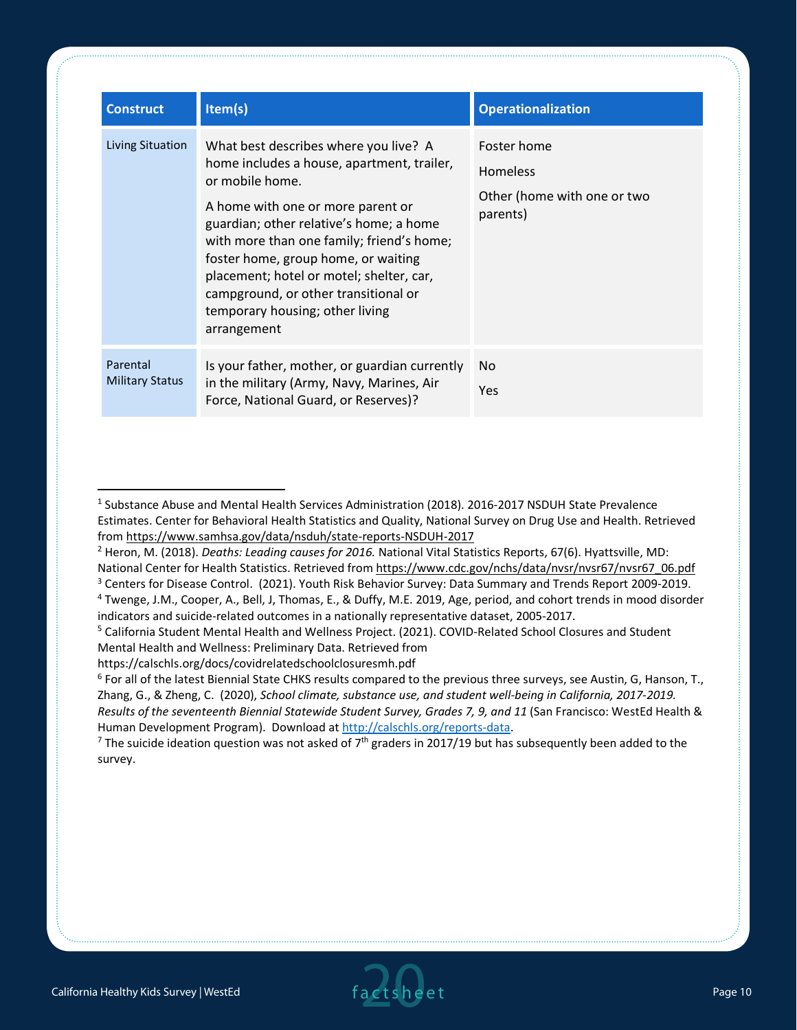| Construct | Item(s) | Operationalization |
| --- | --- | --- |
| Living Situation | What best describes where you live? A home includes a house, apartment, trailer, or mobile home.<br><br>A home with one or more parent or guardian; other relative's home; a home with more than one family; friend's home; foster home, group home, or waiting placement; hotel or motel; shelter, car, campground, or other transitional or temporary housing; other living arrangement | Foster home<br><br>Homeless<br><br>Other (home with one or two parents) |
| Parental Military Status | Is your father, mother, or guardian currently in the military (Army, Navy, Marines, Air Force, National Guard, or Reserves)? | No<br><br>Yes |

---

[1] Substance Abuse and Mental Health Services Administration (2018). 2016-2017 NSDUH State Prevalence Estimates. Center for Behavioral Health Statistics and Quality, National Survey on Drug Use and Health. Retrieved from https://www.samhsa.gov/data/nsduh/state-reports-NSDUH-2017

[2] Heron, M. (2018). *Deaths: Leading causes for 2016.* National Vital Statistics Reports, 67(6). Hyattsville, MD: National Center for Health Statistics. Retrieved from https://www.cdc.gov/nchs/data/nvsr/nvsr67/nvsr67_06.pdf

[3] Centers for Disease Control. (2021). Youth Risk Behavior Survey: Data Summary and Trends Report 2009-2019.

[4] Twenge, J.M., Cooper, A., Bell, J, Thomas, E., & Duffy, M.E. 2019, Age, period, and cohort trends in mood disorder indicators and suicide-related outcomes in a nationally representative dataset, 2005-2017.

[5] California Student Mental Health and Wellness Project. (2021). COVID-Related School Closures and Student Mental Health and Wellness: Preliminary Data. Retrieved from https://calschls.org/docs/covidrelatedschoolclosuresmh.pdf

[6] For all of the latest Biennial State CHKS results compared to the previous three surveys, see Austin, G, Hanson, T., Zhang, G., & Zheng, C. (2020), *School climate, substance use, and student well-being in California, 2017-2019. Results of the seventeenth Biennial Statewide Student Survey, Grades 7, 9, and 11* (San Francisco: WestEd Health & Human Development Program). Download at http://calschls.org/reports-data.

[7] The suicide ideation question was not asked of 7th graders in 2017/19 but has subsequently been added to the survey.